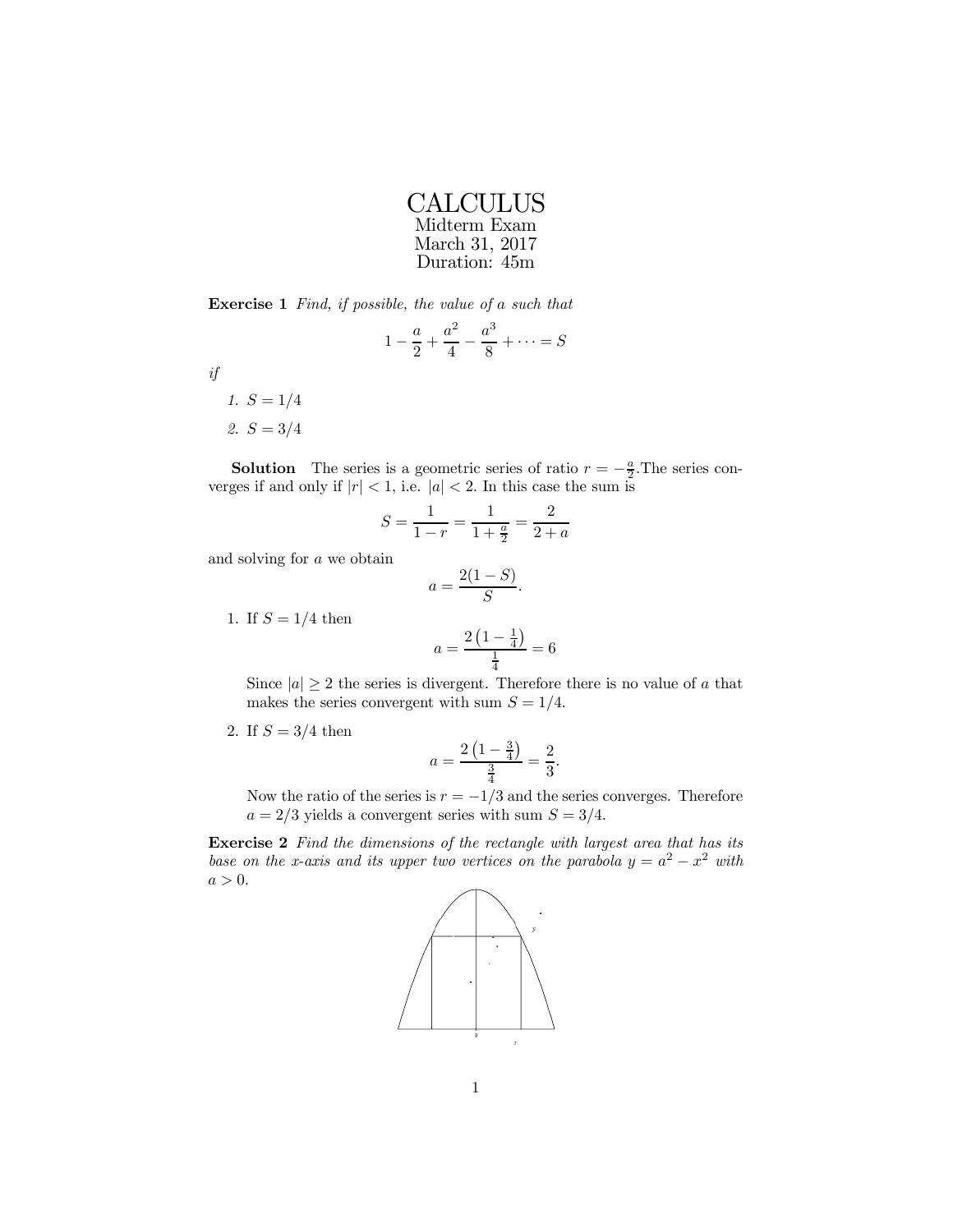# CALCULUS

Midterm Exam
March 31, 2017
Duration: 45m

**Exercise 1** *Find, if possible, the value of $a$ such that*

$$1 - \frac{a}{2} + \frac{a^2}{4} - \frac{a^3}{8} + \cdots = S$$

*if*

1. $S = 1/4$
2. $S = 3/4$

**Solution** The series is a geometric series of ratio $r = -\frac{a}{2}$.The series converges if and only if $|r| < 1$, i.e. $|a| < 2$. In this case the sum is

$$S = \frac{1}{1-r} = \frac{1}{1+\frac{a}{2}} = \frac{2}{2+a}$$

and solving for $a$ we obtain

$$a = \frac{2(1-S)}{S}.$$

1. If $S = 1/4$ then

   $$a = \frac{2\left(1 - \frac{1}{4}\right)}{\frac{1}{4}} = 6$$

   Since $|a| \geq 2$ the series is divergent. Therefore there is no value of $a$ that makes the series convergent with sum $S = 1/4$.

2. If $S = 3/4$ then

   $$a = \frac{2\left(1 - \frac{3}{4}\right)}{\frac{3}{4}} = \frac{2}{3}.$$

   Now the ratio of the series is $r = -1/3$ and the series converges. Therefore $a = 2/3$ yields a convergent series with sum $S = 3/4$.

**Exercise 2** *Find the dimensions of the rectangle with largest area that has its base on the x-axis and its upper two vertices on the parabola $y = a^2 - x^2$ with $a > 0$.*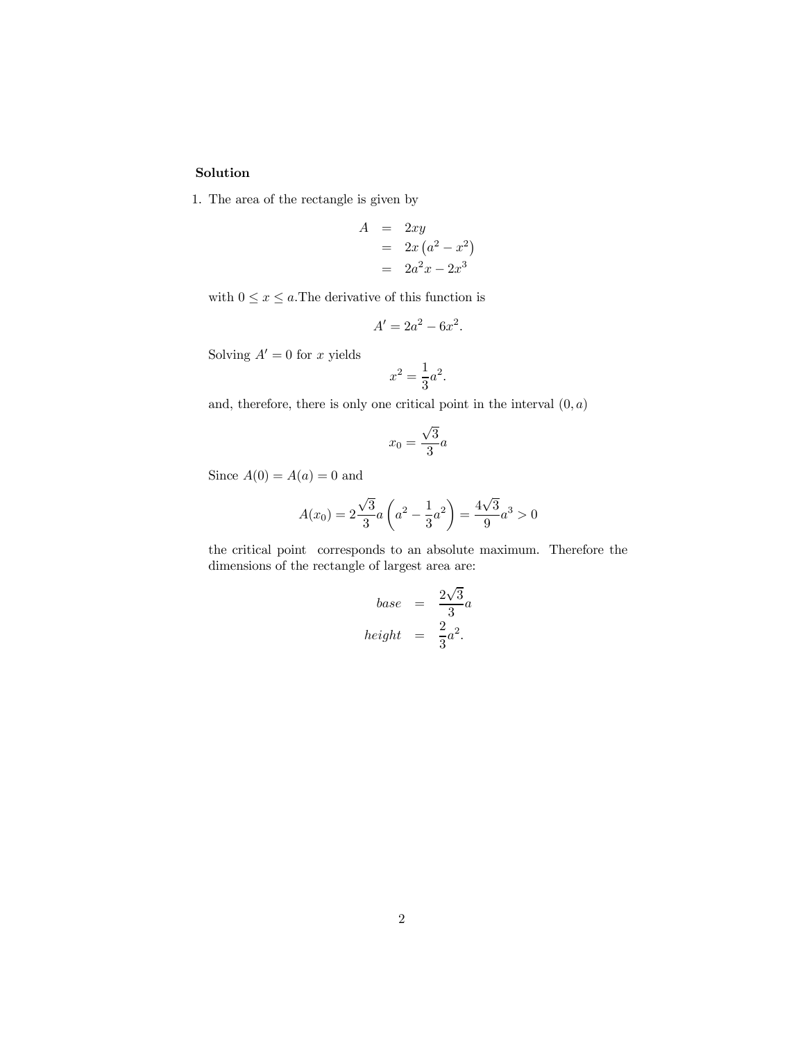**Solution**

1. The area of the rectangle is given by

$$
\begin{aligned}
A &= 2xy \\
&= 2x\left(a^2 - x^2\right) \\
&= 2a^2x - 2x^3
\end{aligned}
$$

with $0 \leq x \leq a$.The derivative of this function is

$$A' = 2a^2 - 6x^2.$$

Solving $A' = 0$ for $x$ yields

$$x^2 = \frac{1}{3}a^2.$$

and, therefore, there is only one critical point in the interval $(0, a)$

$$x_0 = \frac{\sqrt{3}}{3}a$$

Since $A(0) = A(a) = 0$ and

$$A(x_0) = 2\frac{\sqrt{3}}{3}a\left(a^2 - \frac{1}{3}a^2\right) = \frac{4\sqrt{3}}{9}a^3 > 0$$

the critical point corresponds to an absolute maximum. Therefore the dimensions of the rectangle of largest area are:

$$
\begin{aligned}
base &= \frac{2\sqrt{3}}{3}a \\
height &= \frac{2}{3}a^2.
\end{aligned}
$$